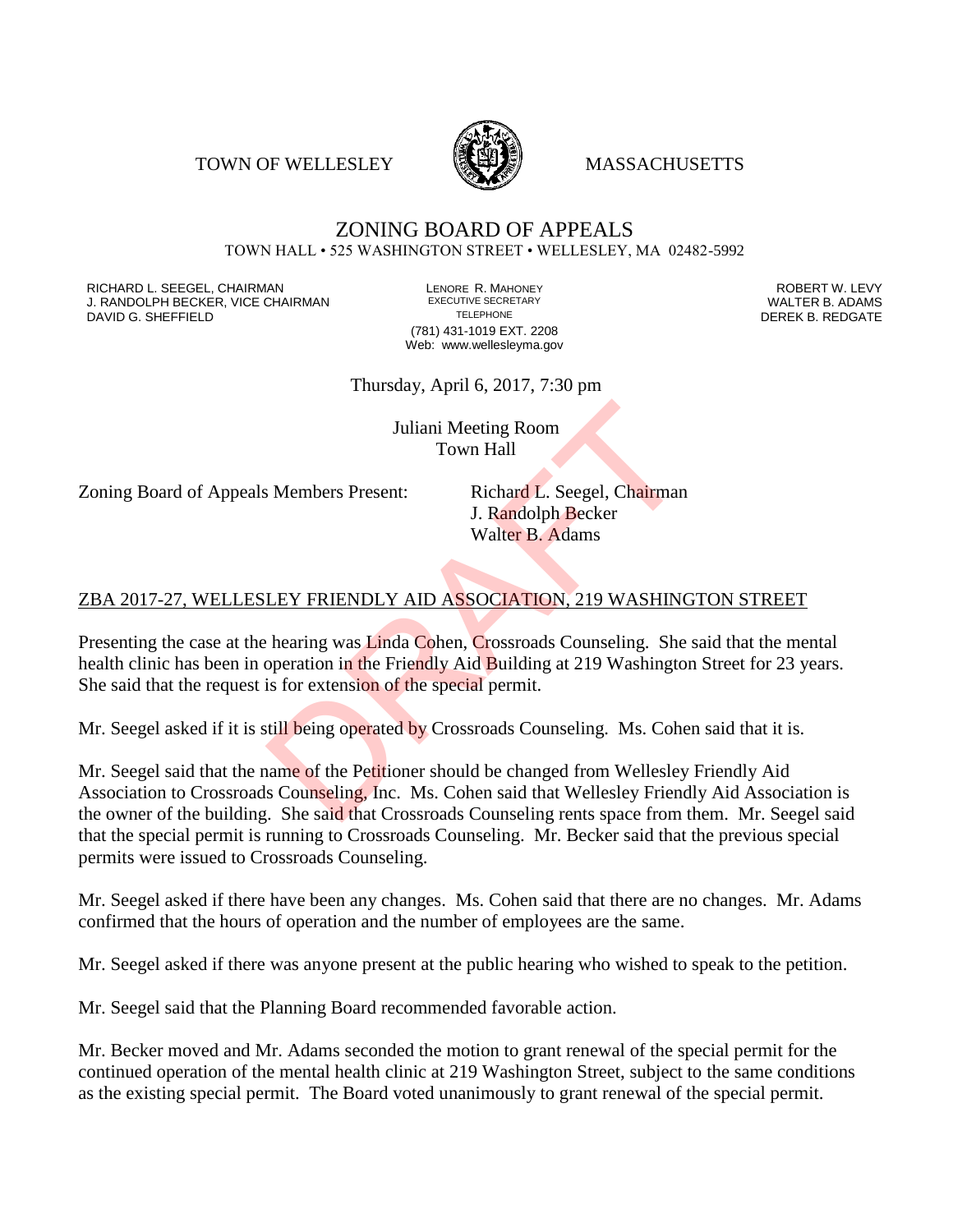TOWN OF WELLESLEY MASSACHUSETTS

# ZONING BOARD OF APPEALS

TOWN HALL • 525 WASHINGTON STREET • WELLESLEY, MA 02482-5992

RICHARD L. SEEGEL, CHAIRMAN
J. RANDOLPH BECKER, VICE CHAIRMAN
DAVID G. SHEFFIELD

LENORE R. MAHONEY
EXECUTIVE SECRETARY
TELEPHONE
(781) 431-1019 EXT. 2208
Web: www.wellesleyma.gov

ROBERT W. LEVY
WALTER B. ADAMS
DEREK B. REDGATE

Thursday, April 6, 2017, 7:30 pm

Juliani Meeting Room
Town Hall

Zoning Board of Appeals Members Present: Richard L. Seegel, Chairman
J. Randolph Becker
Walter B. Adams

ZBA 2017-27, WELLESLEY FRIENDLY AID ASSOCIATION, 219 WASHINGTON STREET

Presenting the case at the hearing was Linda Cohen, Crossroads Counseling. She said that the mental health clinic has been in operation in the Friendly Aid Building at 219 Washington Street for 23 years. She said that the request is for extension of the special permit.

Mr. Seegel asked if it is still being operated by Crossroads Counseling. Ms. Cohen said that it is.

Mr. Seegel said that the name of the Petitioner should be changed from Wellesley Friendly Aid Association to Crossroads Counseling, Inc. Ms. Cohen said that Wellesley Friendly Aid Association is the owner of the building. She said that Crossroads Counseling rents space from them. Mr. Seegel said that the special permit is running to Crossroads Counseling. Mr. Becker said that the previous special permits were issued to Crossroads Counseling.

Mr. Seegel asked if there have been any changes. Ms. Cohen said that there are no changes. Mr. Adams confirmed that the hours of operation and the number of employees are the same.

Mr. Seegel asked if there was anyone present at the public hearing who wished to speak to the petition.

Mr. Seegel said that the Planning Board recommended favorable action.

Mr. Becker moved and Mr. Adams seconded the motion to grant renewal of the special permit for the continued operation of the mental health clinic at 219 Washington Street, subject to the same conditions as the existing special permit. The Board voted unanimously to grant renewal of the special permit.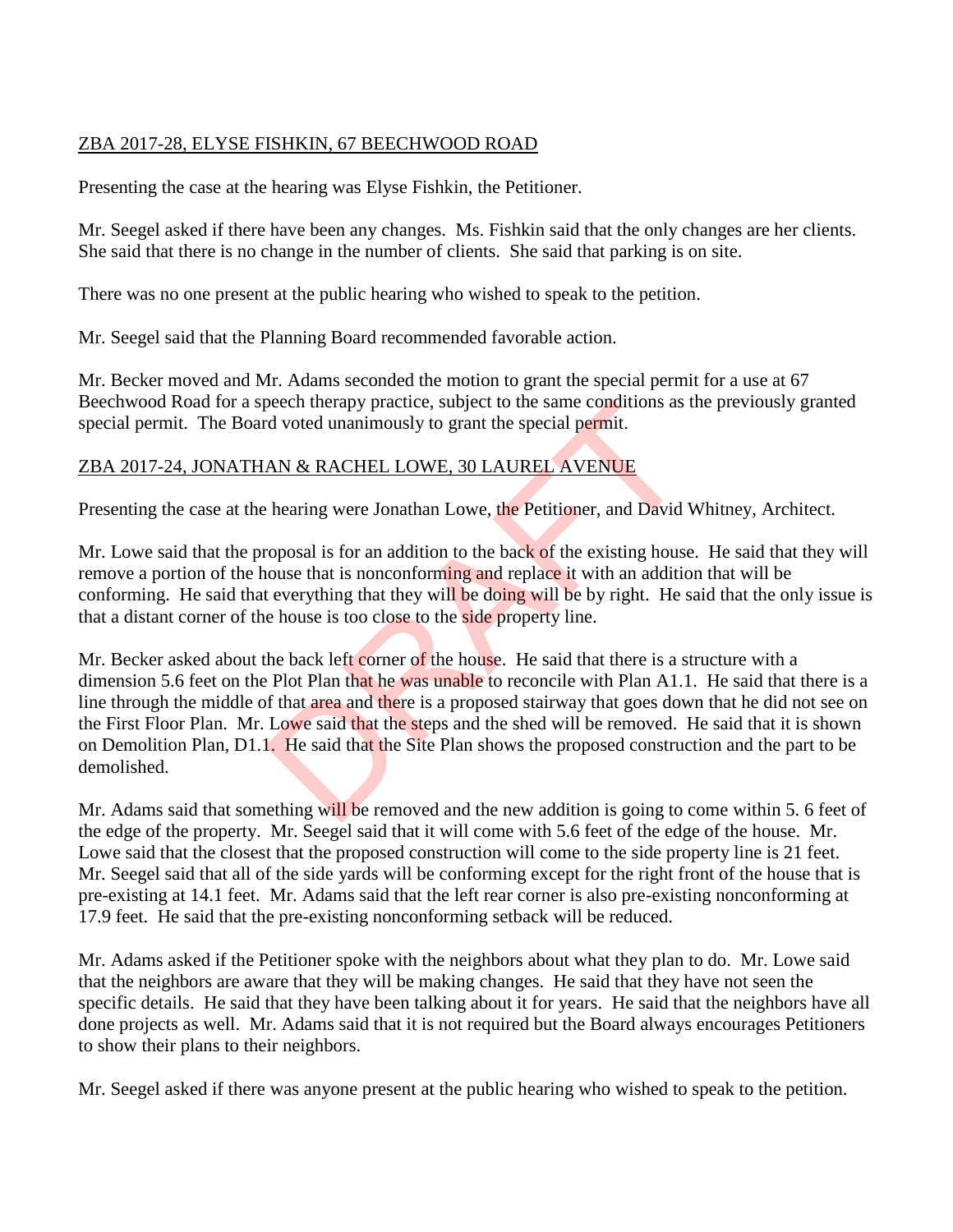ZBA 2017-28, ELYSE FISHKIN, 67 BEECHWOOD ROAD

Presenting the case at the hearing was Elyse Fishkin, the Petitioner.

Mr. Seegel asked if there have been any changes. Ms. Fishkin said that the only changes are her clients. She said that there is no change in the number of clients. She said that parking is on site.

There was no one present at the public hearing who wished to speak to the petition.

Mr. Seegel said that the Planning Board recommended favorable action.

Mr. Becker moved and Mr. Adams seconded the motion to grant the special permit for a use at 67 Beechwood Road for a speech therapy practice, subject to the same conditions as the previously granted special permit. The Board voted unanimously to grant the special permit.

ZBA 2017-24, JONATHAN & RACHEL LOWE, 30 LAUREL AVENUE

Presenting the case at the hearing were Jonathan Lowe, the Petitioner, and David Whitney, Architect.

Mr. Lowe said that the proposal is for an addition to the back of the existing house. He said that they will remove a portion of the house that is nonconforming and replace it with an addition that will be conforming. He said that everything that they will be doing will be by right. He said that the only issue is that a distant corner of the house is too close to the side property line.

Mr. Becker asked about the back left corner of the house. He said that there is a structure with a dimension 5.6 feet on the Plot Plan that he was unable to reconcile with Plan A1.1. He said that there is a line through the middle of that area and there is a proposed stairway that goes down that he did not see on the First Floor Plan. Mr. Lowe said that the steps and the shed will be removed. He said that it is shown on Demolition Plan, D1.1. He said that the Site Plan shows the proposed construction and the part to be demolished.

Mr. Adams said that something will be removed and the new addition is going to come within 5. 6 feet of the edge of the property. Mr. Seegel said that it will come with 5.6 feet of the edge of the house. Mr. Lowe said that the closest that the proposed construction will come to the side property line is 21 feet. Mr. Seegel said that all of the side yards will be conforming except for the right front of the house that is pre-existing at 14.1 feet. Mr. Adams said that the left rear corner is also pre-existing nonconforming at 17.9 feet. He said that the pre-existing nonconforming setback will be reduced.

Mr. Adams asked if the Petitioner spoke with the neighbors about what they plan to do. Mr. Lowe said that the neighbors are aware that they will be making changes. He said that they have not seen the specific details. He said that they have been talking about it for years. He said that the neighbors have all done projects as well. Mr. Adams said that it is not required but the Board always encourages Petitioners to show their plans to their neighbors.

Mr. Seegel asked if there was anyone present at the public hearing who wished to speak to the petition.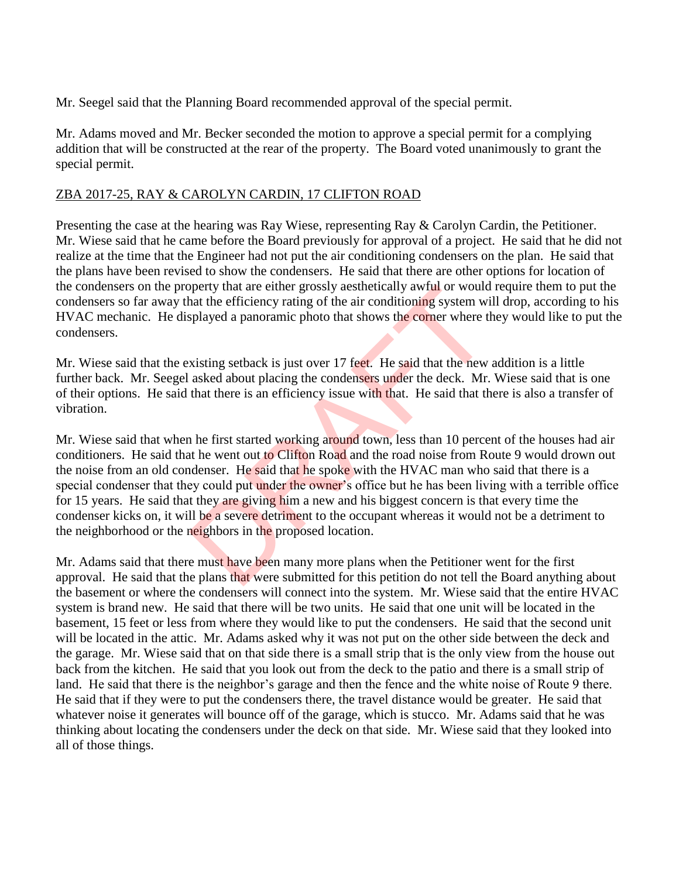Mr. Seegel said that the Planning Board recommended approval of the special permit.

Mr. Adams moved and Mr. Becker seconded the motion to approve a special permit for a complying addition that will be constructed at the rear of the property. The Board voted unanimously to grant the special permit.

ZBA 2017-25, RAY & CAROLYN CARDIN, 17 CLIFTON ROAD

Presenting the case at the hearing was Ray Wiese, representing Ray & Carolyn Cardin, the Petitioner. Mr. Wiese said that he came before the Board previously for approval of a project. He said that he did not realize at the time that the Engineer had not put the air conditioning condensers on the plan. He said that the plans have been revised to show the condensers. He said that there are other options for location of the condensers on the property that are either grossly aesthetically awful or would require them to put the condensers so far away that the efficiency rating of the air conditioning system will drop, according to his HVAC mechanic. He displayed a panoramic photo that shows the corner where they would like to put the condensers.

Mr. Wiese said that the existing setback is just over 17 feet. He said that the new addition is a little further back. Mr. Seegel asked about placing the condensers under the deck. Mr. Wiese said that is one of their options. He said that there is an efficiency issue with that. He said that there is also a transfer of vibration.

Mr. Wiese said that when he first started working around town, less than 10 percent of the houses had air conditioners. He said that he went out to Clifton Road and the road noise from Route 9 would drown out the noise from an old condenser. He said that he spoke with the HVAC man who said that there is a special condenser that they could put under the owner's office but he has been living with a terrible office for 15 years. He said that they are giving him a new and his biggest concern is that every time the condenser kicks on, it will be a severe detriment to the occupant whereas it would not be a detriment to the neighborhood or the neighbors in the proposed location.

Mr. Adams said that there must have been many more plans when the Petitioner went for the first approval. He said that the plans that were submitted for this petition do not tell the Board anything about the basement or where the condensers will connect into the system. Mr. Wiese said that the entire HVAC system is brand new. He said that there will be two units. He said that one unit will be located in the basement, 15 feet or less from where they would like to put the condensers. He said that the second unit will be located in the attic. Mr. Adams asked why it was not put on the other side between the deck and the garage. Mr. Wiese said that on that side there is a small strip that is the only view from the house out back from the kitchen. He said that you look out from the deck to the patio and there is a small strip of land. He said that there is the neighbor's garage and then the fence and the white noise of Route 9 there. He said that if they were to put the condensers there, the travel distance would be greater. He said that whatever noise it generates will bounce off of the garage, which is stucco. Mr. Adams said that he was thinking about locating the condensers under the deck on that side. Mr. Wiese said that they looked into all of those things.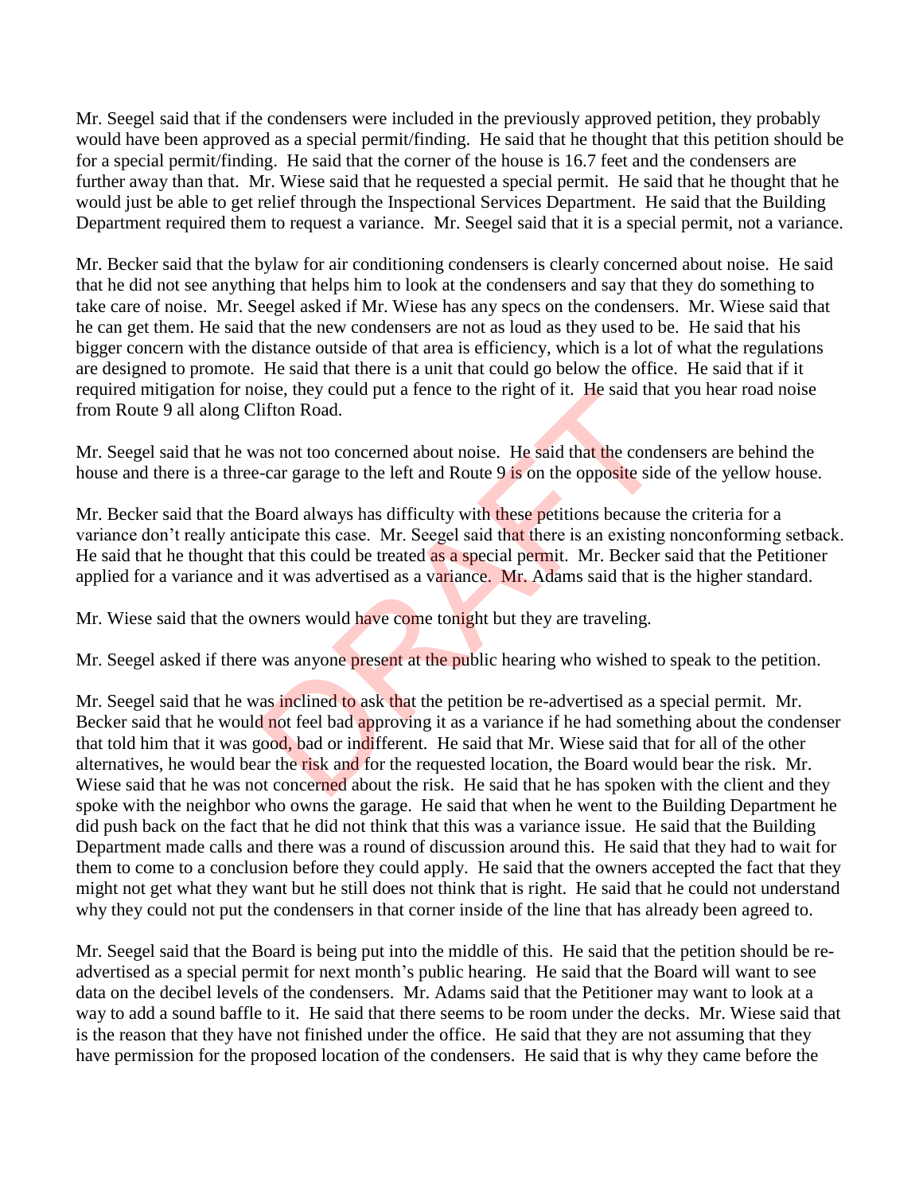Mr. Seegel said that if the condensers were included in the previously approved petition, they probably would have been approved as a special permit/finding. He said that he thought that this petition should be for a special permit/finding. He said that the corner of the house is 16.7 feet and the condensers are further away than that. Mr. Wiese said that he requested a special permit. He said that he thought that he would just be able to get relief through the Inspectional Services Department. He said that the Building Department required them to request a variance. Mr. Seegel said that it is a special permit, not a variance.

Mr. Becker said that the bylaw for air conditioning condensers is clearly concerned about noise. He said that he did not see anything that helps him to look at the condensers and say that they do something to take care of noise. Mr. Seegel asked if Mr. Wiese has any specs on the condensers. Mr. Wiese said that he can get them. He said that the new condensers are not as loud as they used to be. He said that his bigger concern with the distance outside of that area is efficiency, which is a lot of what the regulations are designed to promote. He said that there is a unit that could go below the office. He said that if it required mitigation for noise, they could put a fence to the right of it. He said that you hear road noise from Route 9 all along Clifton Road.

Mr. Seegel said that he was not too concerned about noise. He said that the condensers are behind the house and there is a three-car garage to the left and Route 9 is on the opposite side of the yellow house.

Mr. Becker said that the Board always has difficulty with these petitions because the criteria for a variance don't really anticipate this case. Mr. Seegel said that there is an existing nonconforming setback. He said that he thought that this could be treated as a special permit. Mr. Becker said that the Petitioner applied for a variance and it was advertised as a variance. Mr. Adams said that is the higher standard.

Mr. Wiese said that the owners would have come tonight but they are traveling.

Mr. Seegel asked if there was anyone present at the public hearing who wished to speak to the petition.

Mr. Seegel said that he was inclined to ask that the petition be re-advertised as a special permit. Mr. Becker said that he would not feel bad approving it as a variance if he had something about the condenser that told him that it was good, bad or indifferent. He said that Mr. Wiese said that for all of the other alternatives, he would bear the risk and for the requested location, the Board would bear the risk. Mr. Wiese said that he was not concerned about the risk. He said that he has spoken with the client and they spoke with the neighbor who owns the garage. He said that when he went to the Building Department he did push back on the fact that he did not think that this was a variance issue. He said that the Building Department made calls and there was a round of discussion around this. He said that they had to wait for them to come to a conclusion before they could apply. He said that the owners accepted the fact that they might not get what they want but he still does not think that is right. He said that he could not understand why they could not put the condensers in that corner inside of the line that has already been agreed to.

Mr. Seegel said that the Board is being put into the middle of this. He said that the petition should be re-advertised as a special permit for next month's public hearing. He said that the Board will want to see data on the decibel levels of the condensers. Mr. Adams said that the Petitioner may want to look at a way to add a sound baffle to it. He said that there seems to be room under the decks. Mr. Wiese said that is the reason that they have not finished under the office. He said that they are not assuming that they have permission for the proposed location of the condensers. He said that is why they came before the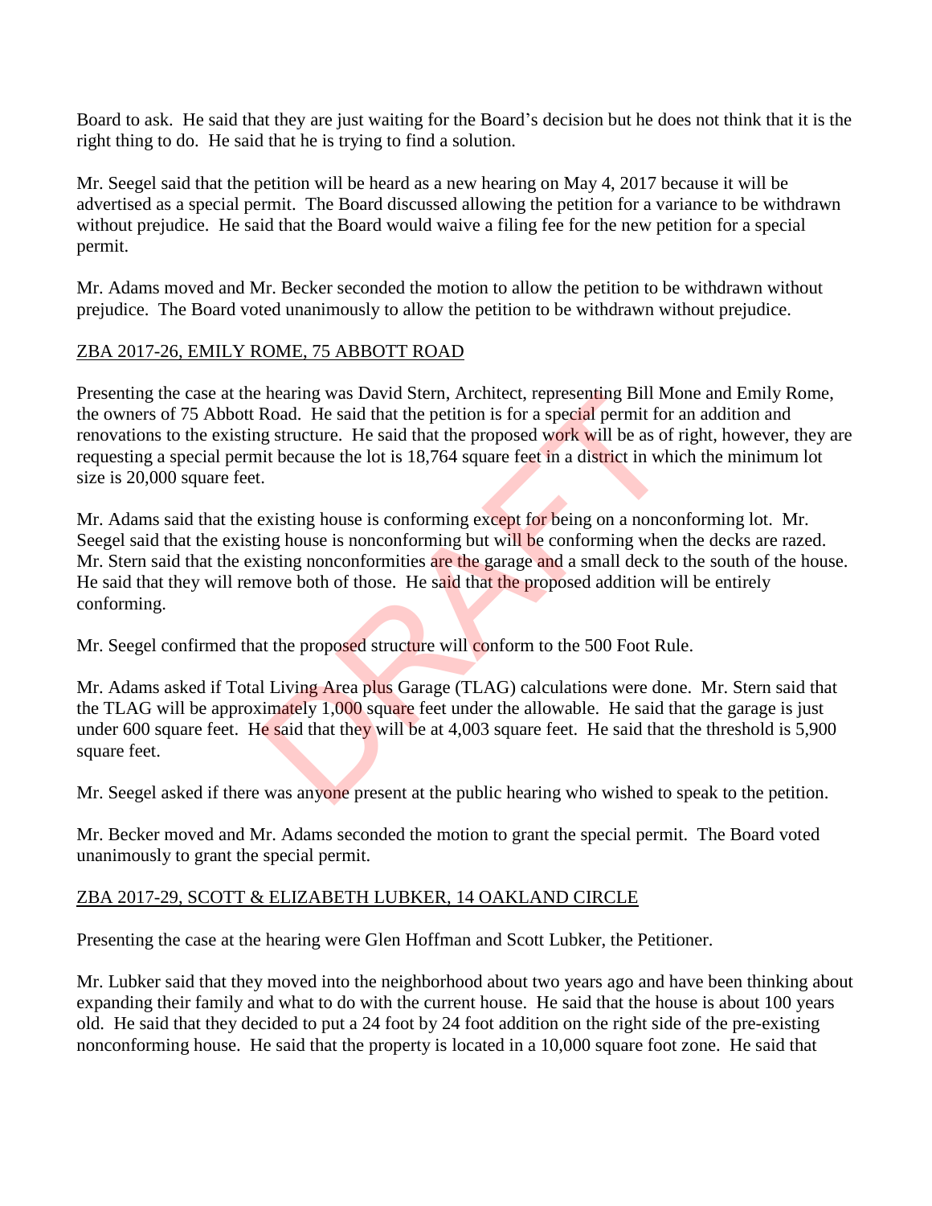Board to ask. He said that they are just waiting for the Board's decision but he does not think that it is the right thing to do. He said that he is trying to find a solution.

Mr. Seegel said that the petition will be heard as a new hearing on May 4, 2017 because it will be advertised as a special permit. The Board discussed allowing the petition for a variance to be withdrawn without prejudice. He said that the Board would waive a filing fee for the new petition for a special permit.

Mr. Adams moved and Mr. Becker seconded the motion to allow the petition to be withdrawn without prejudice. The Board voted unanimously to allow the petition to be withdrawn without prejudice.

ZBA 2017-26, EMILY ROME, 75 ABBOTT ROAD

Presenting the case at the hearing was David Stern, Architect, representing Bill Mone and Emily Rome, the owners of 75 Abbott Road. He said that the petition is for a special permit for an addition and renovations to the existing structure. He said that the proposed work will be as of right, however, they are requesting a special permit because the lot is 18,764 square feet in a district in which the minimum lot size is 20,000 square feet.

Mr. Adams said that the existing house is conforming except for being on a nonconforming lot. Mr. Seegel said that the existing house is nonconforming but will be conforming when the decks are razed. Mr. Stern said that the existing nonconformities are the garage and a small deck to the south of the house. He said that they will remove both of those. He said that the proposed addition will be entirely conforming.

Mr. Seegel confirmed that the proposed structure will conform to the 500 Foot Rule.

Mr. Adams asked if Total Living Area plus Garage (TLAG) calculations were done. Mr. Stern said that the TLAG will be approximately 1,000 square feet under the allowable. He said that the garage is just under 600 square feet. He said that they will be at 4,003 square feet. He said that the threshold is 5,900 square feet.

Mr. Seegel asked if there was anyone present at the public hearing who wished to speak to the petition.

Mr. Becker moved and Mr. Adams seconded the motion to grant the special permit. The Board voted unanimously to grant the special permit.

ZBA 2017-29, SCOTT & ELIZABETH LUBKER, 14 OAKLAND CIRCLE

Presenting the case at the hearing were Glen Hoffman and Scott Lubker, the Petitioner.

Mr. Lubker said that they moved into the neighborhood about two years ago and have been thinking about expanding their family and what to do with the current house. He said that the house is about 100 years old. He said that they decided to put a 24 foot by 24 foot addition on the right side of the pre-existing nonconforming house. He said that the property is located in a 10,000 square foot zone. He said that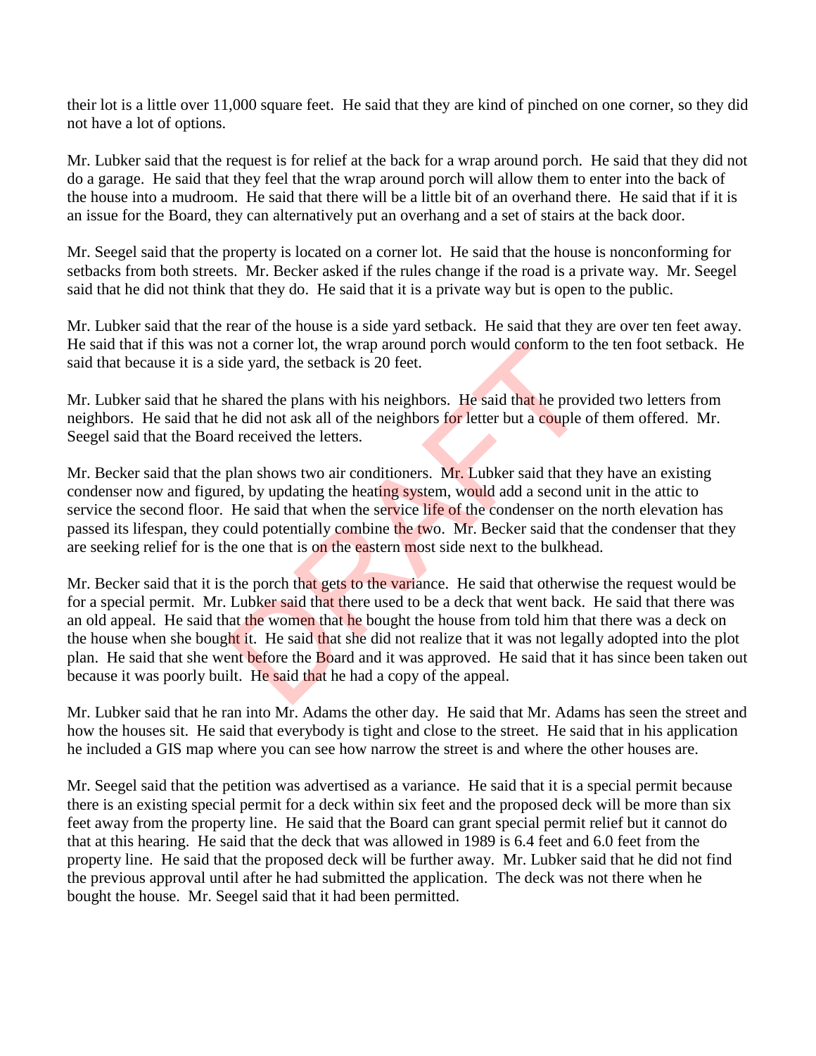their lot is a little over 11,000 square feet. He said that they are kind of pinched on one corner, so they did not have a lot of options.

Mr. Lubker said that the request is for relief at the back for a wrap around porch. He said that they did not do a garage. He said that they feel that the wrap around porch will allow them to enter into the back of the house into a mudroom. He said that there will be a little bit of an overhand there. He said that if it is an issue for the Board, they can alternatively put an overhang and a set of stairs at the back door.

Mr. Seegel said that the property is located on a corner lot. He said that the house is nonconforming for setbacks from both streets. Mr. Becker asked if the rules change if the road is a private way. Mr. Seegel said that he did not think that they do. He said that it is a private way but is open to the public.

Mr. Lubker said that the rear of the house is a side yard setback. He said that they are over ten feet away. He said that if this was not a corner lot, the wrap around porch would conform to the ten foot setback. He said that because it is a side yard, the setback is 20 feet.

Mr. Lubker said that he shared the plans with his neighbors. He said that he provided two letters from neighbors. He said that he did not ask all of the neighbors for letter but a couple of them offered. Mr. Seegel said that the Board received the letters.

Mr. Becker said that the plan shows two air conditioners. Mr. Lubker said that they have an existing condenser now and figured, by updating the heating system, would add a second unit in the attic to service the second floor. He said that when the service life of the condenser on the north elevation has passed its lifespan, they could potentially combine the two. Mr. Becker said that the condenser that they are seeking relief for is the one that is on the eastern most side next to the bulkhead.

Mr. Becker said that it is the porch that gets to the variance. He said that otherwise the request would be for a special permit. Mr. Lubker said that there used to be a deck that went back. He said that there was an old appeal. He said that the women that he bought the house from told him that there was a deck on the house when she bought it. He said that she did not realize that it was not legally adopted into the plot plan. He said that she went before the Board and it was approved. He said that it has since been taken out because it was poorly built. He said that he had a copy of the appeal.

Mr. Lubker said that he ran into Mr. Adams the other day. He said that Mr. Adams has seen the street and how the houses sit. He said that everybody is tight and close to the street. He said that in his application he included a GIS map where you can see how narrow the street is and where the other houses are.

Mr. Seegel said that the petition was advertised as a variance. He said that it is a special permit because there is an existing special permit for a deck within six feet and the proposed deck will be more than six feet away from the property line. He said that the Board can grant special permit relief but it cannot do that at this hearing. He said that the deck that was allowed in 1989 is 6.4 feet and 6.0 feet from the property line. He said that the proposed deck will be further away. Mr. Lubker said that he did not find the previous approval until after he had submitted the application. The deck was not there when he bought the house. Mr. Seegel said that it had been permitted.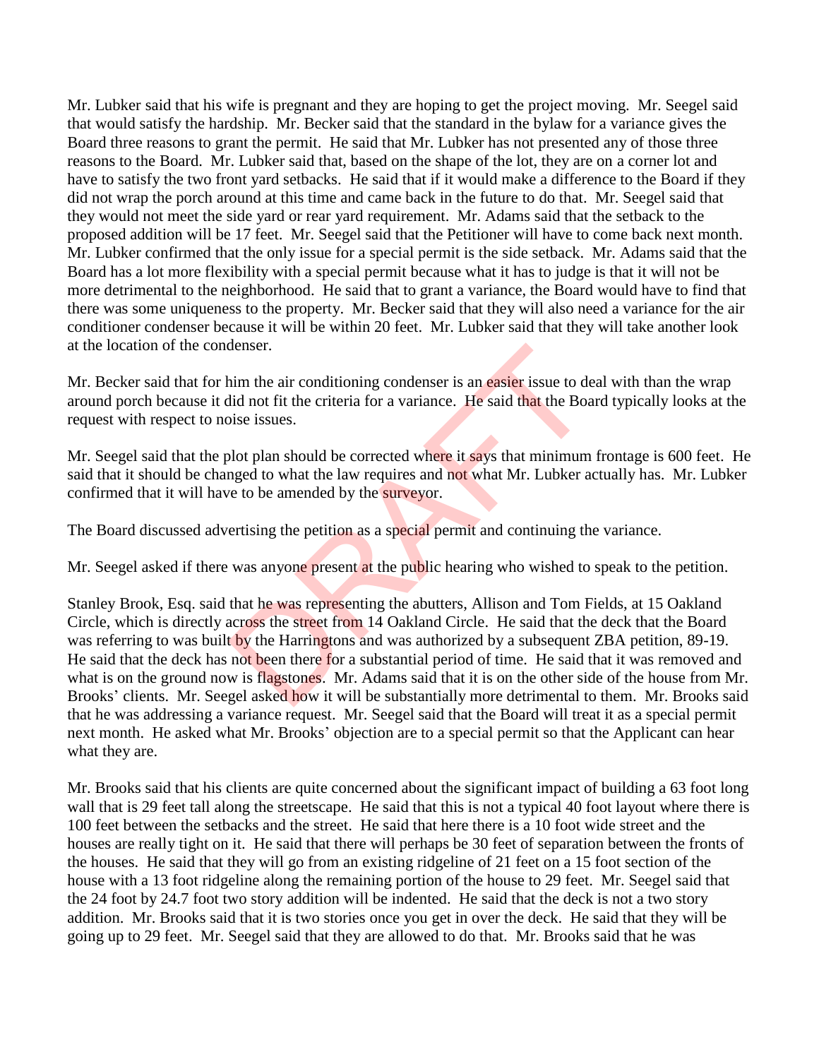Mr. Lubker said that his wife is pregnant and they are hoping to get the project moving. Mr. Seegel said that would satisfy the hardship. Mr. Becker said that the standard in the bylaw for a variance gives the Board three reasons to grant the permit. He said that Mr. Lubker has not presented any of those three reasons to the Board. Mr. Lubker said that, based on the shape of the lot, they are on a corner lot and have to satisfy the two front yard setbacks. He said that if it would make a difference to the Board if they did not wrap the porch around at this time and came back in the future to do that. Mr. Seegel said that they would not meet the side yard or rear yard requirement. Mr. Adams said that the setback to the proposed addition will be 17 feet. Mr. Seegel said that the Petitioner will have to come back next month. Mr. Lubker confirmed that the only issue for a special permit is the side setback. Mr. Adams said that the Board has a lot more flexibility with a special permit because what it has to judge is that it will not be more detrimental to the neighborhood. He said that to grant a variance, the Board would have to find that there was some uniqueness to the property. Mr. Becker said that they will also need a variance for the air conditioner condenser because it will be within 20 feet. Mr. Lubker said that they will take another look at the location of the condenser.

Mr. Becker said that for him the air conditioning condenser is an easier issue to deal with than the wrap around porch because it did not fit the criteria for a variance. He said that the Board typically looks at the request with respect to noise issues.

Mr. Seegel said that the plot plan should be corrected where it says that minimum frontage is 600 feet. He said that it should be changed to what the law requires and not what Mr. Lubker actually has. Mr. Lubker confirmed that it will have to be amended by the surveyor.

The Board discussed advertising the petition as a special permit and continuing the variance.

Mr. Seegel asked if there was anyone present at the public hearing who wished to speak to the petition.

Stanley Brook, Esq. said that he was representing the abutters, Allison and Tom Fields, at 15 Oakland Circle, which is directly across the street from 14 Oakland Circle. He said that the deck that the Board was referring to was built by the Harringtons and was authorized by a subsequent ZBA petition, 89-19. He said that the deck has not been there for a substantial period of time. He said that it was removed and what is on the ground now is flagstones. Mr. Adams said that it is on the other side of the house from Mr. Brooks' clients. Mr. Seegel asked how it will be substantially more detrimental to them. Mr. Brooks said that he was addressing a variance request. Mr. Seegel said that the Board will treat it as a special permit next month. He asked what Mr. Brooks' objection are to a special permit so that the Applicant can hear what they are.

Mr. Brooks said that his clients are quite concerned about the significant impact of building a 63 foot long wall that is 29 feet tall along the streetscape. He said that this is not a typical 40 foot layout where there is 100 feet between the setbacks and the street. He said that here there is a 10 foot wide street and the houses are really tight on it. He said that there will perhaps be 30 feet of separation between the fronts of the houses. He said that they will go from an existing ridgeline of 21 feet on a 15 foot section of the house with a 13 foot ridgeline along the remaining portion of the house to 29 feet. Mr. Seegel said that the 24 foot by 24.7 foot two story addition will be indented. He said that the deck is not a two story addition. Mr. Brooks said that it is two stories once you get in over the deck. He said that they will be going up to 29 feet. Mr. Seegel said that they are allowed to do that. Mr. Brooks said that he was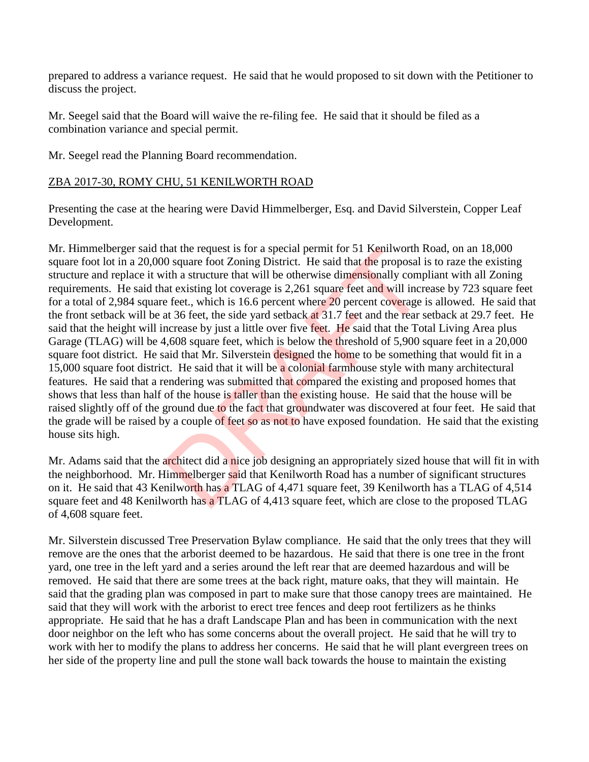prepared to address a variance request. He said that he would proposed to sit down with the Petitioner to discuss the project.

Mr. Seegel said that the Board will waive the re-filing fee. He said that it should be filed as a combination variance and special permit.

Mr. Seegel read the Planning Board recommendation.

ZBA 2017-30, ROMY CHU, 51 KENILWORTH ROAD

Presenting the case at the hearing were David Himmelberger, Esq. and David Silverstein, Copper Leaf Development.

Mr. Himmelberger said that the request is for a special permit for 51 Kenilworth Road, on an 18,000 square foot lot in a 20,000 square foot Zoning District. He said that the proposal is to raze the existing structure and replace it with a structure that will be otherwise dimensionally compliant with all Zoning requirements. He said that existing lot coverage is 2,261 square feet and will increase by 723 square feet for a total of 2,984 square feet., which is 16.6 percent where 20 percent coverage is allowed. He said that the front setback will be at 36 feet, the side yard setback at 31.7 feet and the rear setback at 29.7 feet. He said that the height will increase by just a little over five feet. He said that the Total Living Area plus Garage (TLAG) will be 4,608 square feet, which is below the threshold of 5,900 square feet in a 20,000 square foot district. He said that Mr. Silverstein designed the home to be something that would fit in a 15,000 square foot district. He said that it will be a colonial farmhouse style with many architectural features. He said that a rendering was submitted that compared the existing and proposed homes that shows that less than half of the house is taller than the existing house. He said that the house will be raised slightly off of the ground due to the fact that groundwater was discovered at four feet. He said that the grade will be raised by a couple of feet so as not to have exposed foundation. He said that the existing house sits high.

Mr. Adams said that the architect did a nice job designing an appropriately sized house that will fit in with the neighborhood. Mr. Himmelberger said that Kenilworth Road has a number of significant structures on it. He said that 43 Kenilworth has a TLAG of 4,471 square feet, 39 Kenilworth has a TLAG of 4,514 square feet and 48 Kenilworth has a TLAG of 4,413 square feet, which are close to the proposed TLAG of 4,608 square feet.

Mr. Silverstein discussed Tree Preservation Bylaw compliance. He said that the only trees that they will remove are the ones that the arborist deemed to be hazardous. He said that there is one tree in the front yard, one tree in the left yard and a series around the left rear that are deemed hazardous and will be removed. He said that there are some trees at the back right, mature oaks, that they will maintain. He said that the grading plan was composed in part to make sure that those canopy trees are maintained. He said that they will work with the arborist to erect tree fences and deep root fertilizers as he thinks appropriate. He said that he has a draft Landscape Plan and has been in communication with the next door neighbor on the left who has some concerns about the overall project. He said that he will try to work with her to modify the plans to address her concerns. He said that he will plant evergreen trees on her side of the property line and pull the stone wall back towards the house to maintain the existing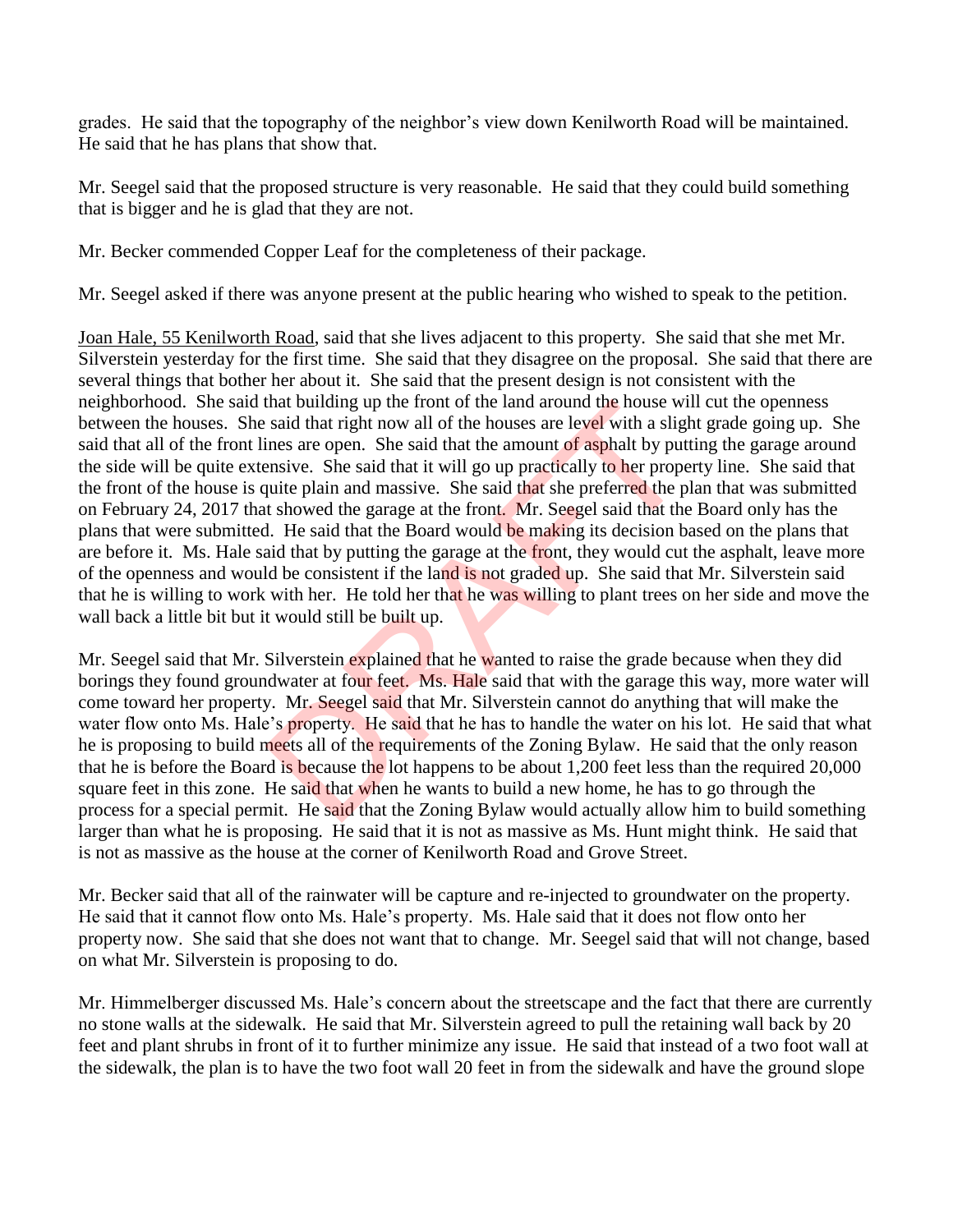grades. He said that the topography of the neighbor's view down Kenilworth Road will be maintained. He said that he has plans that show that.

Mr. Seegel said that the proposed structure is very reasonable. He said that they could build something that is bigger and he is glad that they are not.

Mr. Becker commended Copper Leaf for the completeness of their package.

Mr. Seegel asked if there was anyone present at the public hearing who wished to speak to the petition.

Joan Hale, 55 Kenilworth Road, said that she lives adjacent to this property. She said that she met Mr. Silverstein yesterday for the first time. She said that they disagree on the proposal. She said that there are several things that bother her about it. She said that the present design is not consistent with the neighborhood. She said that building up the front of the land around the house will cut the openness between the houses. She said that right now all of the houses are level with a slight grade going up. She said that all of the front lines are open. She said that the amount of asphalt by putting the garage around the side will be quite extensive. She said that it will go up practically to her property line. She said that the front of the house is quite plain and massive. She said that she preferred the plan that was submitted on February 24, 2017 that showed the garage at the front. Mr. Seegel said that the Board only has the plans that were submitted. He said that the Board would be making its decision based on the plans that are before it. Ms. Hale said that by putting the garage at the front, they would cut the asphalt, leave more of the openness and would be consistent if the land is not graded up. She said that Mr. Silverstein said that he is willing to work with her. He told her that he was willing to plant trees on her side and move the wall back a little bit but it would still be built up.

Mr. Seegel said that Mr. Silverstein explained that he wanted to raise the grade because when they did borings they found groundwater at four feet. Ms. Hale said that with the garage this way, more water will come toward her property. Mr. Seegel said that Mr. Silverstein cannot do anything that will make the water flow onto Ms. Hale's property. He said that he has to handle the water on his lot. He said that what he is proposing to build meets all of the requirements of the Zoning Bylaw. He said that the only reason that he is before the Board is because the lot happens to be about 1,200 feet less than the required 20,000 square feet in this zone. He said that when he wants to build a new home, he has to go through the process for a special permit. He said that the Zoning Bylaw would actually allow him to build something larger than what he is proposing. He said that it is not as massive as Ms. Hunt might think. He said that is not as massive as the house at the corner of Kenilworth Road and Grove Street.

Mr. Becker said that all of the rainwater will be capture and re-injected to groundwater on the property. He said that it cannot flow onto Ms. Hale's property. Ms. Hale said that it does not flow onto her property now. She said that she does not want that to change. Mr. Seegel said that will not change, based on what Mr. Silverstein is proposing to do.

Mr. Himmelberger discussed Ms. Hale's concern about the streetscape and the fact that there are currently no stone walls at the sidewalk. He said that Mr. Silverstein agreed to pull the retaining wall back by 20 feet and plant shrubs in front of it to further minimize any issue. He said that instead of a two foot wall at the sidewalk, the plan is to have the two foot wall 20 feet in from the sidewalk and have the ground slope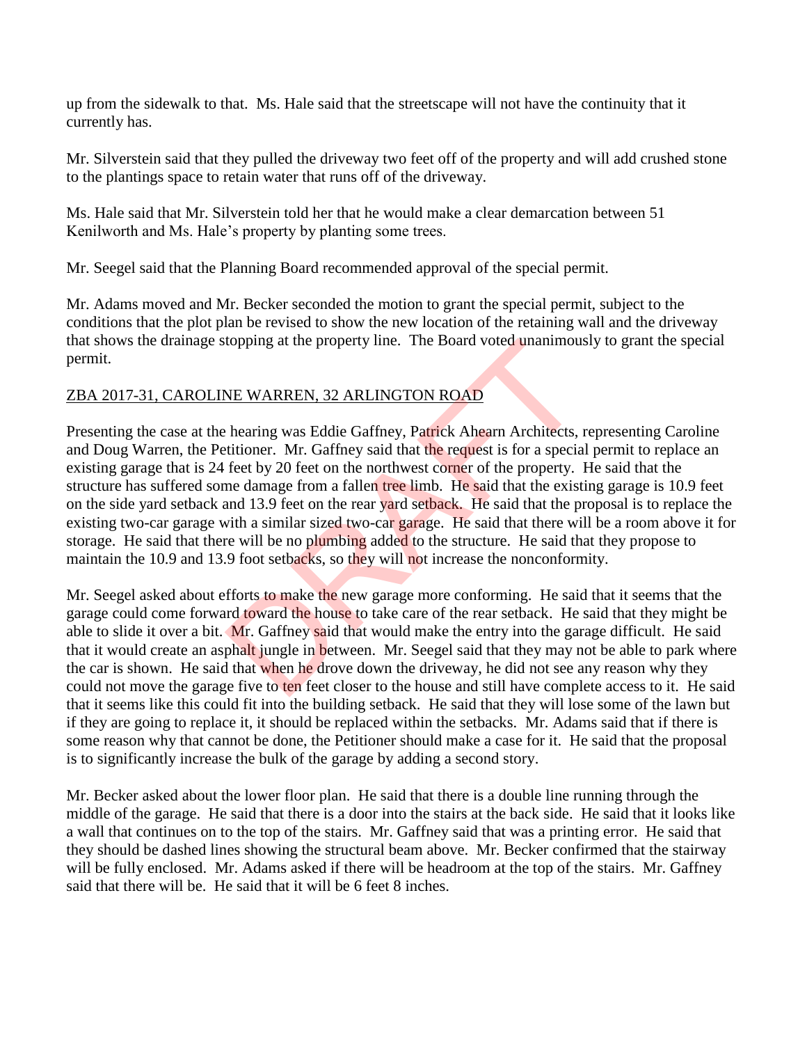up from the sidewalk to that. Ms. Hale said that the streetscape will not have the continuity that it currently has.

Mr. Silverstein said that they pulled the driveway two feet off of the property and will add crushed stone to the plantings space to retain water that runs off of the driveway.

Ms. Hale said that Mr. Silverstein told her that he would make a clear demarcation between 51 Kenilworth and Ms. Hale's property by planting some trees.

Mr. Seegel said that the Planning Board recommended approval of the special permit.

Mr. Adams moved and Mr. Becker seconded the motion to grant the special permit, subject to the conditions that the plot plan be revised to show the new location of the retaining wall and the driveway that shows the drainage stopping at the property line. The Board voted unanimously to grant the special permit.

## ZBA 2017-31, CAROLINE WARREN, 32 ARLINGTON ROAD

Presenting the case at the hearing was Eddie Gaffney, Patrick Ahearn Architects, representing Caroline and Doug Warren, the Petitioner. Mr. Gaffney said that the request is for a special permit to replace an existing garage that is 24 feet by 20 feet on the northwest corner of the property. He said that the structure has suffered some damage from a fallen tree limb. He said that the existing garage is 10.9 feet on the side yard setback and 13.9 feet on the rear yard setback. He said that the proposal is to replace the existing two-car garage with a similar sized two-car garage. He said that there will be a room above it for storage. He said that there will be no plumbing added to the structure. He said that they propose to maintain the 10.9 and 13.9 foot setbacks, so they will not increase the nonconformity.

Mr. Seegel asked about efforts to make the new garage more conforming. He said that it seems that the garage could come forward toward the house to take care of the rear setback. He said that they might be able to slide it over a bit. Mr. Gaffney said that would make the entry into the garage difficult. He said that it would create an asphalt jungle in between. Mr. Seegel said that they may not be able to park where the car is shown. He said that when he drove down the driveway, he did not see any reason why they could not move the garage five to ten feet closer to the house and still have complete access to it. He said that it seems like this could fit into the building setback. He said that they will lose some of the lawn but if they are going to replace it, it should be replaced within the setbacks. Mr. Adams said that if there is some reason why that cannot be done, the Petitioner should make a case for it. He said that the proposal is to significantly increase the bulk of the garage by adding a second story.

Mr. Becker asked about the lower floor plan. He said that there is a double line running through the middle of the garage. He said that there is a door into the stairs at the back side. He said that it looks like a wall that continues on to the top of the stairs. Mr. Gaffney said that was a printing error. He said that they should be dashed lines showing the structural beam above. Mr. Becker confirmed that the stairway will be fully enclosed. Mr. Adams asked if there will be headroom at the top of the stairs. Mr. Gaffney said that there will be. He said that it will be 6 feet 8 inches.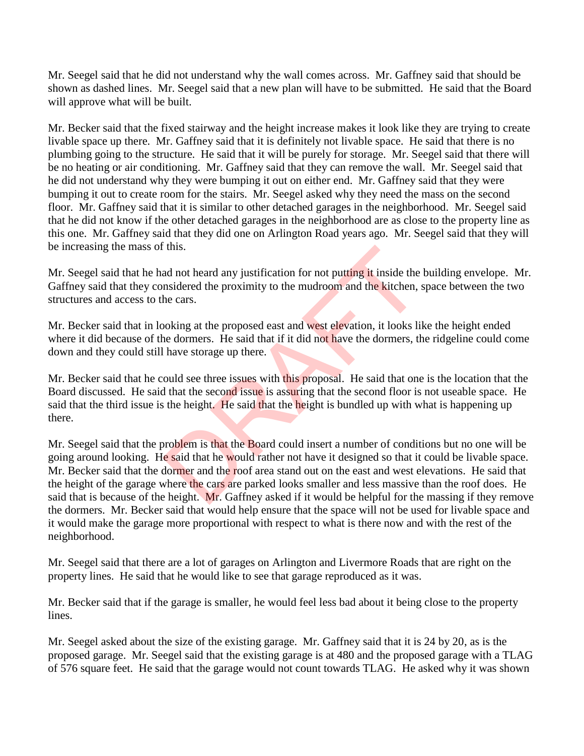Mr. Seegel said that he did not understand why the wall comes across. Mr. Gaffney said that should be shown as dashed lines. Mr. Seegel said that a new plan will have to be submitted. He said that the Board will approve what will be built.

Mr. Becker said that the fixed stairway and the height increase makes it look like they are trying to create livable space up there. Mr. Gaffney said that it is definitely not livable space. He said that there is no plumbing going to the structure. He said that it will be purely for storage. Mr. Seegel said that there will be no heating or air conditioning. Mr. Gaffney said that they can remove the wall. Mr. Seegel said that he did not understand why they were bumping it out on either end. Mr. Gaffney said that they were bumping it out to create room for the stairs. Mr. Seegel asked why they need the mass on the second floor. Mr. Gaffney said that it is similar to other detached garages in the neighborhood. Mr. Seegel said that he did not know if the other detached garages in the neighborhood are as close to the property line as this one. Mr. Gaffney said that they did one on Arlington Road years ago. Mr. Seegel said that they will be increasing the mass of this.

Mr. Seegel said that he had not heard any justification for not putting it inside the building envelope. Mr. Gaffney said that they considered the proximity to the mudroom and the kitchen, space between the two structures and access to the cars.

Mr. Becker said that in looking at the proposed east and west elevation, it looks like the height ended where it did because of the dormers. He said that if it did not have the dormers, the ridgeline could come down and they could still have storage up there.

Mr. Becker said that he could see three issues with this proposal. He said that one is the location that the Board discussed. He said that the second issue is assuring that the second floor is not useable space. He said that the third issue is the height. He said that the height is bundled up with what is happening up there.

Mr. Seegel said that the problem is that the Board could insert a number of conditions but no one will be going around looking. He said that he would rather not have it designed so that it could be livable space. Mr. Becker said that the dormer and the roof area stand out on the east and west elevations. He said that the height of the garage where the cars are parked looks smaller and less massive than the roof does. He said that is because of the height. Mr. Gaffney asked if it would be helpful for the massing if they remove the dormers. Mr. Becker said that would help ensure that the space will not be used for livable space and it would make the garage more proportional with respect to what is there now and with the rest of the neighborhood.

Mr. Seegel said that there are a lot of garages on Arlington and Livermore Roads that are right on the property lines. He said that he would like to see that garage reproduced as it was.

Mr. Becker said that if the garage is smaller, he would feel less bad about it being close to the property lines.

Mr. Seegel asked about the size of the existing garage. Mr. Gaffney said that it is 24 by 20, as is the proposed garage. Mr. Seegel said that the existing garage is at 480 and the proposed garage with a TLAG of 576 square feet. He said that the garage would not count towards TLAG. He asked why it was shown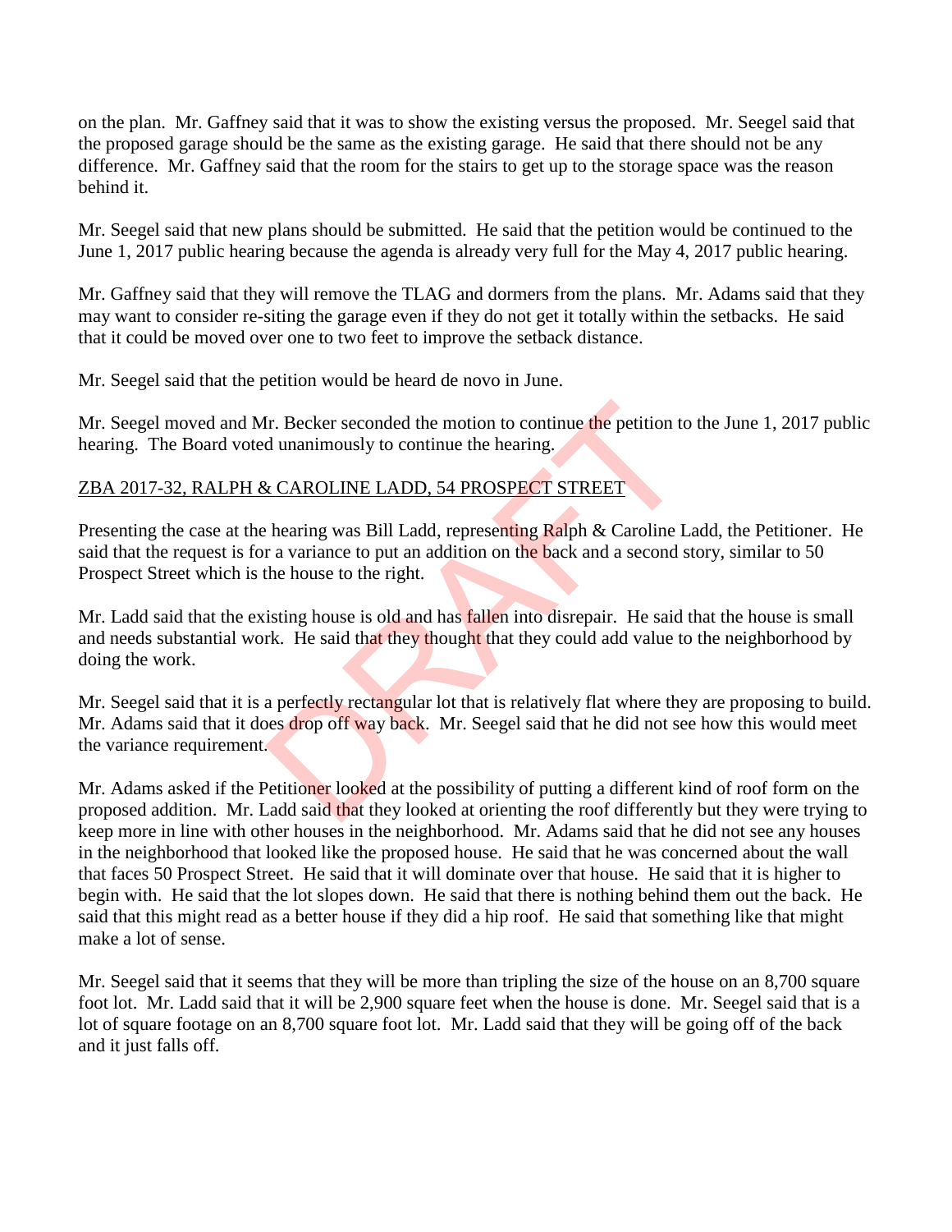on the plan. Mr. Gaffney said that it was to show the existing versus the proposed. Mr. Seegel said that the proposed garage should be the same as the existing garage. He said that there should not be any difference. Mr. Gaffney said that the room for the stairs to get up to the storage space was the reason behind it.

Mr. Seegel said that new plans should be submitted. He said that the petition would be continued to the June 1, 2017 public hearing because the agenda is already very full for the May 4, 2017 public hearing.

Mr. Gaffney said that they will remove the TLAG and dormers from the plans. Mr. Adams said that they may want to consider re-siting the garage even if they do not get it totally within the setbacks. He said that it could be moved over one to two feet to improve the setback distance.

Mr. Seegel said that the petition would be heard de novo in June.

Mr. Seegel moved and Mr. Becker seconded the motion to continue the petition to the June 1, 2017 public hearing. The Board voted unanimously to continue the hearing.

ZBA 2017-32, RALPH & CAROLINE LADD, 54 PROSPECT STREET

Presenting the case at the hearing was Bill Ladd, representing Ralph & Caroline Ladd, the Petitioner. He said that the request is for a variance to put an addition on the back and a second story, similar to 50 Prospect Street which is the house to the right.

Mr. Ladd said that the existing house is old and has fallen into disrepair. He said that the house is small and needs substantial work. He said that they thought that they could add value to the neighborhood by doing the work.

Mr. Seegel said that it is a perfectly rectangular lot that is relatively flat where they are proposing to build. Mr. Adams said that it does drop off way back. Mr. Seegel said that he did not see how this would meet the variance requirement.

Mr. Adams asked if the Petitioner looked at the possibility of putting a different kind of roof form on the proposed addition. Mr. Ladd said that they looked at orienting the roof differently but they were trying to keep more in line with other houses in the neighborhood. Mr. Adams said that he did not see any houses in the neighborhood that looked like the proposed house. He said that he was concerned about the wall that faces 50 Prospect Street. He said that it will dominate over that house. He said that it is higher to begin with. He said that the lot slopes down. He said that there is nothing behind them out the back. He said that this might read as a better house if they did a hip roof. He said that something like that might make a lot of sense.

Mr. Seegel said that it seems that they will be more than tripling the size of the house on an 8,700 square foot lot. Mr. Ladd said that it will be 2,900 square feet when the house is done. Mr. Seegel said that is a lot of square footage on an 8,700 square foot lot. Mr. Ladd said that they will be going off of the back and it just falls off.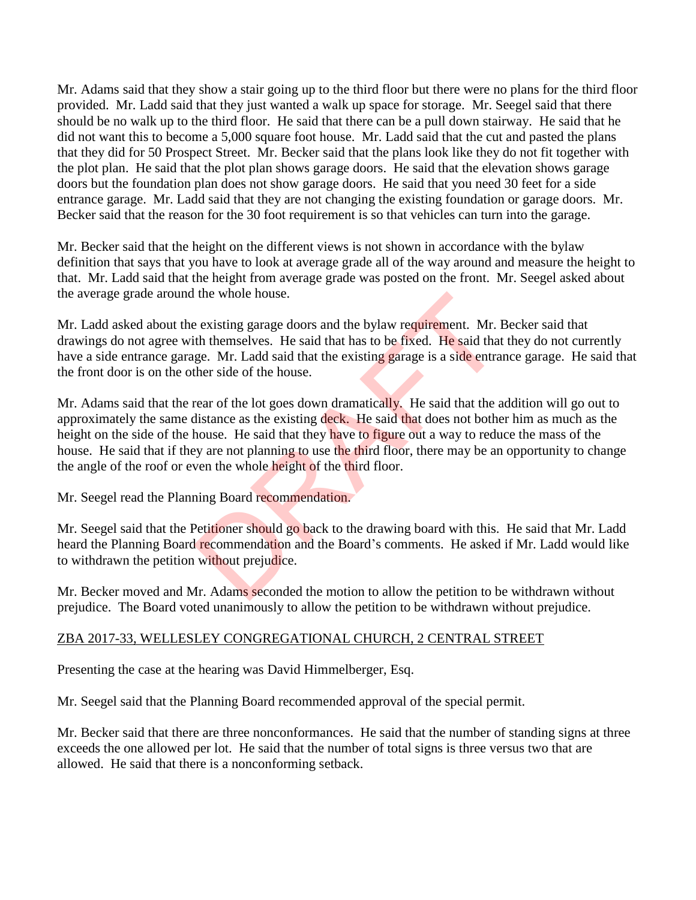Mr. Adams said that they show a stair going up to the third floor but there were no plans for the third floor provided. Mr. Ladd said that they just wanted a walk up space for storage. Mr. Seegel said that there should be no walk up to the third floor. He said that there can be a pull down stairway. He said that he did not want this to become a 5,000 square foot house. Mr. Ladd said that the cut and pasted the plans that they did for 50 Prospect Street. Mr. Becker said that the plans look like they do not fit together with the plot plan. He said that the plot plan shows garage doors. He said that the elevation shows garage doors but the foundation plan does not show garage doors. He said that you need 30 feet for a side entrance garage. Mr. Ladd said that they are not changing the existing foundation or garage doors. Mr. Becker said that the reason for the 30 foot requirement is so that vehicles can turn into the garage.

Mr. Becker said that the height on the different views is not shown in accordance with the bylaw definition that says that you have to look at average grade all of the way around and measure the height to that. Mr. Ladd said that the height from average grade was posted on the front. Mr. Seegel asked about the average grade around the whole house.

Mr. Ladd asked about the existing garage doors and the bylaw requirement. Mr. Becker said that drawings do not agree with themselves. He said that has to be fixed. He said that they do not currently have a side entrance garage. Mr. Ladd said that the existing garage is a side entrance garage. He said that the front door is on the other side of the house.

Mr. Adams said that the rear of the lot goes down dramatically. He said that the addition will go out to approximately the same distance as the existing deck. He said that does not bother him as much as the height on the side of the house. He said that they have to figure out a way to reduce the mass of the house. He said that if they are not planning to use the third floor, there may be an opportunity to change the angle of the roof or even the whole height of the third floor.

Mr. Seegel read the Planning Board recommendation.

Mr. Seegel said that the Petitioner should go back to the drawing board with this. He said that Mr. Ladd heard the Planning Board recommendation and the Board's comments. He asked if Mr. Ladd would like to withdrawn the petition without prejudice.

Mr. Becker moved and Mr. Adams seconded the motion to allow the petition to be withdrawn without prejudice. The Board voted unanimously to allow the petition to be withdrawn without prejudice.

ZBA 2017-33, WELLESLEY CONGREGATIONAL CHURCH, 2 CENTRAL STREET

Presenting the case at the hearing was David Himmelberger, Esq.

Mr. Seegel said that the Planning Board recommended approval of the special permit.

Mr. Becker said that there are three nonconformances. He said that the number of standing signs at three exceeds the one allowed per lot. He said that the number of total signs is three versus two that are allowed. He said that there is a nonconforming setback.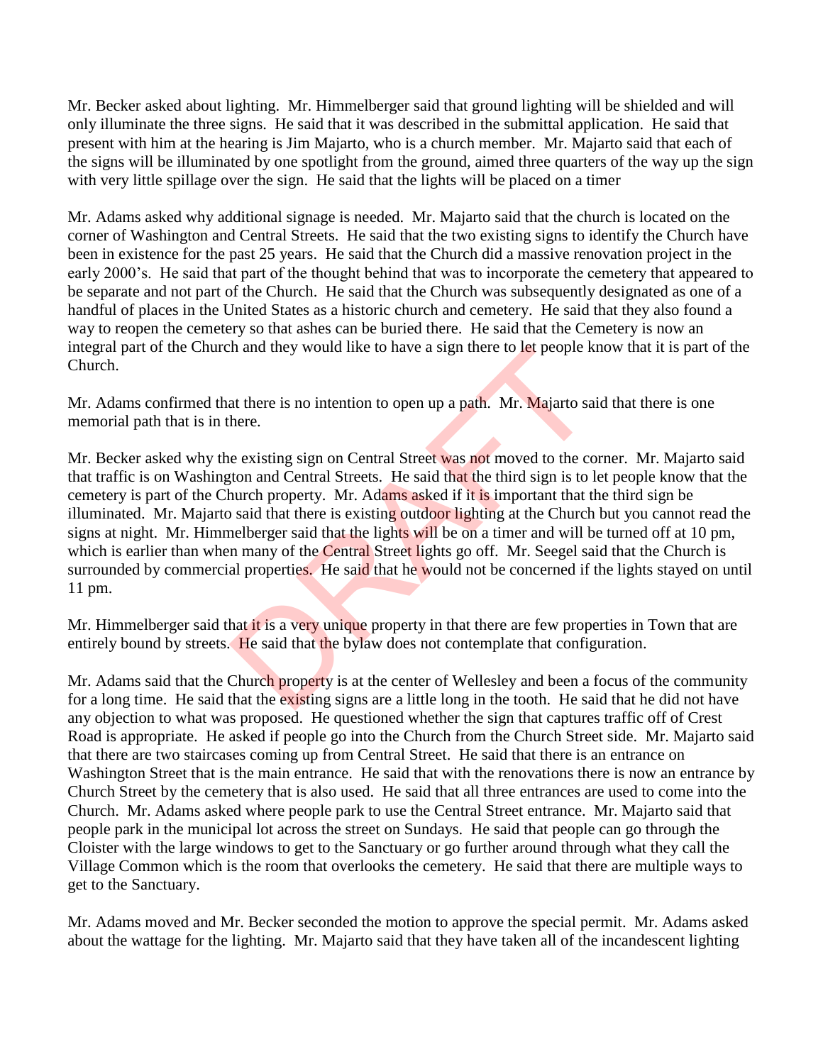Mr. Becker asked about lighting. Mr. Himmelberger said that ground lighting will be shielded and will only illuminate the three signs. He said that it was described in the submittal application. He said that present with him at the hearing is Jim Majarto, who is a church member. Mr. Majarto said that each of the signs will be illuminated by one spotlight from the ground, aimed three quarters of the way up the sign with very little spillage over the sign. He said that the lights will be placed on a timer

Mr. Adams asked why additional signage is needed. Mr. Majarto said that the church is located on the corner of Washington and Central Streets. He said that the two existing signs to identify the Church have been in existence for the past 25 years. He said that the Church did a massive renovation project in the early 2000's. He said that part of the thought behind that was to incorporate the cemetery that appeared to be separate and not part of the Church. He said that the Church was subsequently designated as one of a handful of places in the United States as a historic church and cemetery. He said that they also found a way to reopen the cemetery so that ashes can be buried there. He said that the Cemetery is now an integral part of the Church and they would like to have a sign there to let people know that it is part of the Church.

Mr. Adams confirmed that there is no intention to open up a path. Mr. Majarto said that there is one memorial path that is in there.

Mr. Becker asked why the existing sign on Central Street was not moved to the corner. Mr. Majarto said that traffic is on Washington and Central Streets. He said that the third sign is to let people know that the cemetery is part of the Church property. Mr. Adams asked if it is important that the third sign be illuminated. Mr. Majarto said that there is existing outdoor lighting at the Church but you cannot read the signs at night. Mr. Himmelberger said that the lights will be on a timer and will be turned off at 10 pm, which is earlier than when many of the Central Street lights go off. Mr. Seegel said that the Church is surrounded by commercial properties. He said that he would not be concerned if the lights stayed on until 11 pm.

Mr. Himmelberger said that it is a very unique property in that there are few properties in Town that are entirely bound by streets. He said that the bylaw does not contemplate that configuration.

Mr. Adams said that the Church property is at the center of Wellesley and been a focus of the community for a long time. He said that the existing signs are a little long in the tooth. He said that he did not have any objection to what was proposed. He questioned whether the sign that captures traffic off of Crest Road is appropriate. He asked if people go into the Church from the Church Street side. Mr. Majarto said that there are two staircases coming up from Central Street. He said that there is an entrance on Washington Street that is the main entrance. He said that with the renovations there is now an entrance by Church Street by the cemetery that is also used. He said that all three entrances are used to come into the Church. Mr. Adams asked where people park to use the Central Street entrance. Mr. Majarto said that people park in the municipal lot across the street on Sundays. He said that people can go through the Cloister with the large windows to get to the Sanctuary or go further around through what they call the Village Common which is the room that overlooks the cemetery. He said that there are multiple ways to get to the Sanctuary.

Mr. Adams moved and Mr. Becker seconded the motion to approve the special permit. Mr. Adams asked about the wattage for the lighting. Mr. Majarto said that they have taken all of the incandescent lighting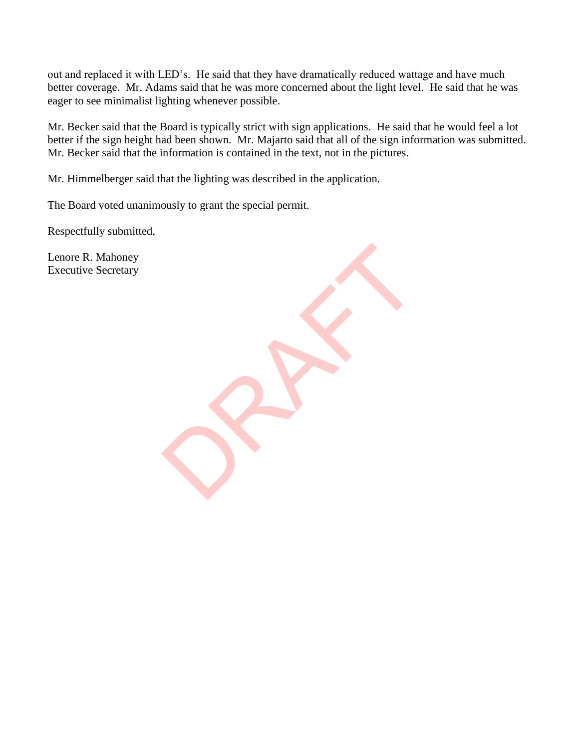out and replaced it with LED's. He said that they have dramatically reduced wattage and have much better coverage. Mr. Adams said that he was more concerned about the light level. He said that he was eager to see minimalist lighting whenever possible.

Mr. Becker said that the Board is typically strict with sign applications. He said that he would feel a lot better if the sign height had been shown. Mr. Majarto said that all of the sign information was submitted. Mr. Becker said that the information is contained in the text, not in the pictures.

Mr. Himmelberger said that the lighting was described in the application.

The Board voted unanimously to grant the special permit.

Respectfully submitted,

Lenore R. Mahoney
Executive Secretary

DRAFT